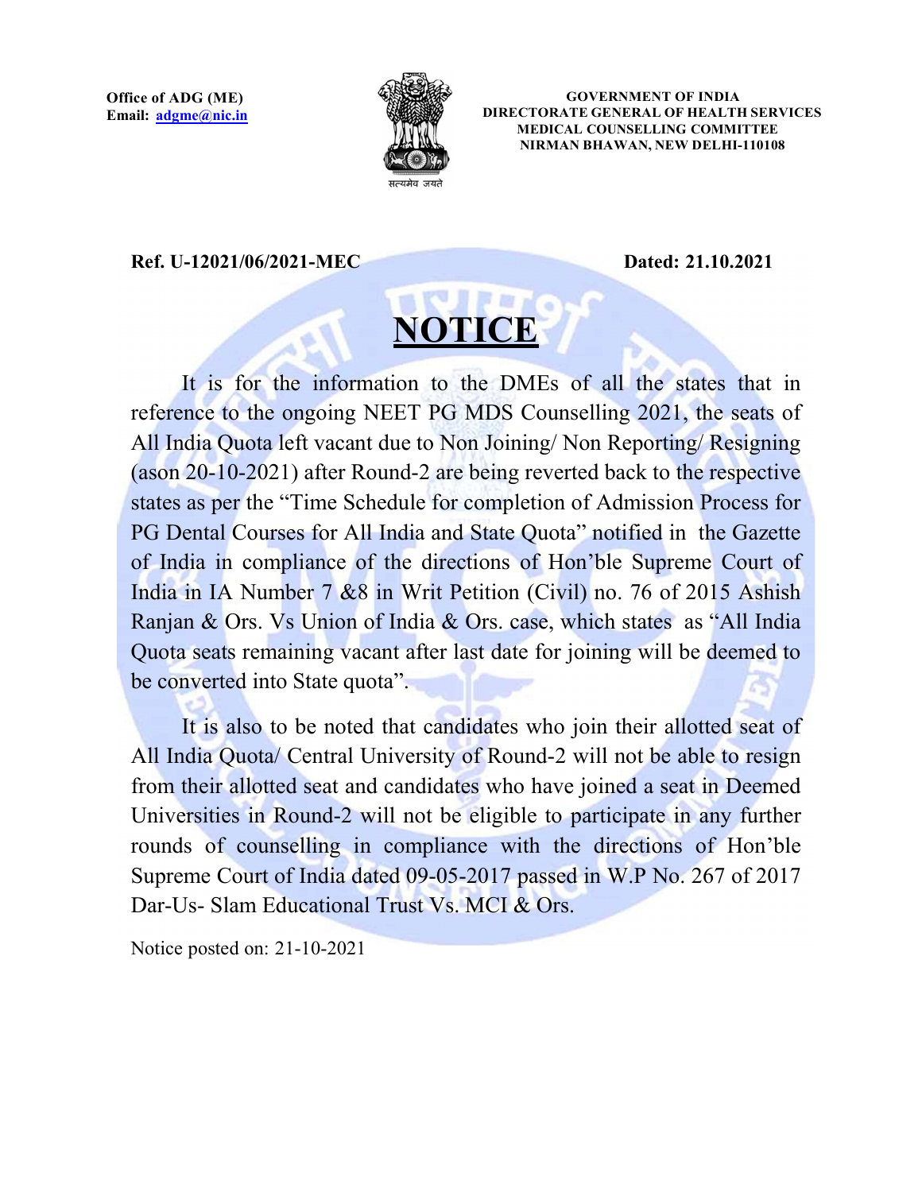**Office of ADG (ME)**
**Email: adgme@nic.in**

सत्यमेव जयते

**GOVERNMENT OF INDIA**
**DIRECTORATE GENERAL OF HEALTH SERVICES**
**MEDICAL COUNSELLING COMMITTEE**
**NIRMAN BHAWAN, NEW DELHI-110108**

**Ref. U-12021/06/2021-MEC** **Dated: 21.10.2021**

# NOTICE

It is for the information to the DMEs of all the states that in reference to the ongoing NEET PG MDS Counselling 2021, the seats of All India Quota left vacant due to Non Joining/ Non Reporting/ Resigning (ason 20-10-2021) after Round-2 are being reverted back to the respective states as per the "Time Schedule for completion of Admission Process for PG Dental Courses for All India and State Quota" notified in the Gazette of India in compliance of the directions of Hon'ble Supreme Court of India in IA Number 7 &8 in Writ Petition (Civil) no. 76 of 2015 Ashish Ranjan & Ors. Vs Union of India & Ors. case, which states as "All India Quota seats remaining vacant after last date for joining will be deemed to be converted into State quota".

It is also to be noted that candidates who join their allotted seat of All India Quota/ Central University of Round-2 will not be able to resign from their allotted seat and candidates who have joined a seat in Deemed Universities in Round-2 will not be eligible to participate in any further rounds of counselling in compliance with the directions of Hon'ble Supreme Court of India dated 09-05-2017 passed in W.P No. 267 of 2017 Dar-Us- Slam Educational Trust Vs. MCI & Ors.

Notice posted on: 21-10-2021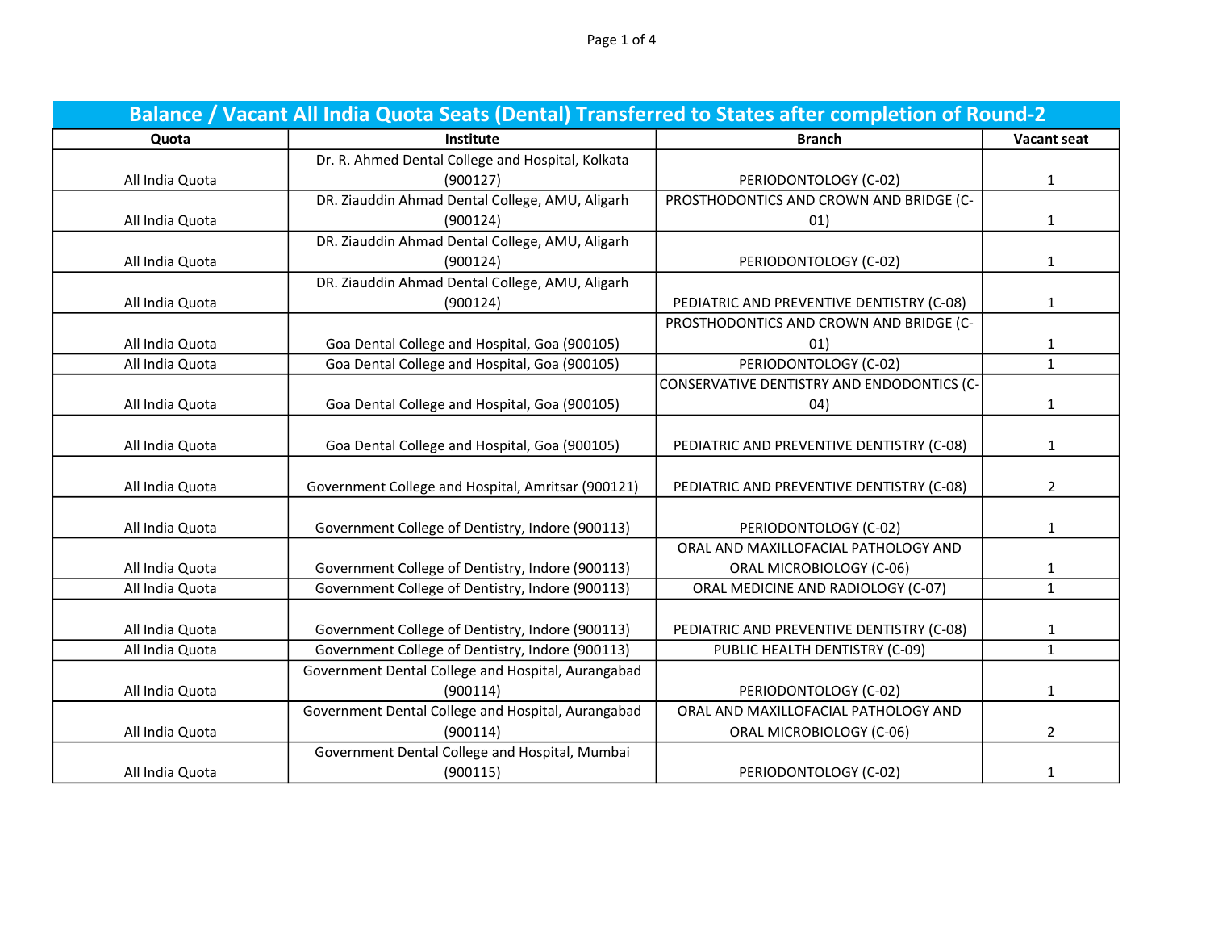| Balance / Vacant All India Quota Seats (Dental) Transferred to States after completion of Round-2 | | | |
|---|---|---|---|
| **Quota** | **Institute** | **Branch** | **Vacant seat** |
| All India Quota | Dr. R. Ahmed Dental College and Hospital, Kolkata (900127) | PERIODONTOLOGY (C-02) | 1 |
| All India Quota | DR. Ziauddin Ahmad Dental College, AMU, Aligarh (900124) | PROSTHODONTICS AND CROWN AND BRIDGE (C-01) | 1 |
| All India Quota | DR. Ziauddin Ahmad Dental College, AMU, Aligarh (900124) | PERIODONTOLOGY (C-02) | 1 |
| All India Quota | DR. Ziauddin Ahmad Dental College, AMU, Aligarh (900124) | PEDIATRIC AND PREVENTIVE DENTISTRY (C-08) | 1 |
| All India Quota | Goa Dental College and Hospital, Goa (900105) | PROSTHODONTICS AND CROWN AND BRIDGE (C-01) | 1 |
| All India Quota | Goa Dental College and Hospital, Goa (900105) | PERIODONTOLOGY (C-02) | 1 |
| All India Quota | Goa Dental College and Hospital, Goa (900105) | CONSERVATIVE DENTISTRY AND ENDODONTICS (C-04) | 1 |
| All India Quota | Goa Dental College and Hospital, Goa (900105) | PEDIATRIC AND PREVENTIVE DENTISTRY (C-08) | 1 |
| All India Quota | Government College and Hospital, Amritsar (900121) | PEDIATRIC AND PREVENTIVE DENTISTRY (C-08) | 2 |
| All India Quota | Government College of Dentistry, Indore (900113) | PERIODONTOLOGY (C-02) | 1 |
| All India Quota | Government College of Dentistry, Indore (900113) | ORAL AND MAXILLOFACIAL PATHOLOGY AND ORAL MICROBIOLOGY (C-06) | 1 |
| All India Quota | Government College of Dentistry, Indore (900113) | ORAL MEDICINE AND RADIOLOGY (C-07) | 1 |
| All India Quota | Government College of Dentistry, Indore (900113) | PEDIATRIC AND PREVENTIVE DENTISTRY (C-08) | 1 |
| All India Quota | Government College of Dentistry, Indore (900113) | PUBLIC HEALTH DENTISTRY (C-09) | 1 |
| All India Quota | Government Dental College and Hospital, Aurangabad (900114) | PERIODONTOLOGY (C-02) | 1 |
| All India Quota | Government Dental College and Hospital, Aurangabad (900114) | ORAL AND MAXILLOFACIAL PATHOLOGY AND ORAL MICROBIOLOGY (C-06) | 2 |
| All India Quota | Government Dental College and Hospital, Mumbai (900115) | PERIODONTOLOGY (C-02) | 1 |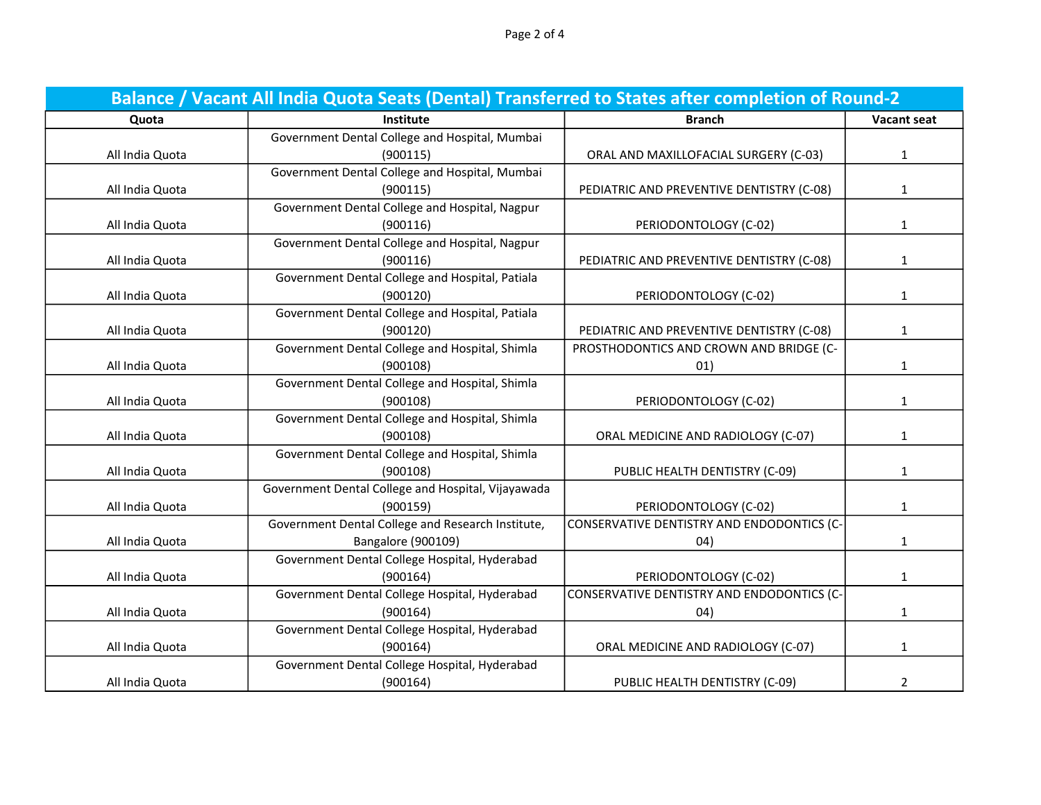| Balance / Vacant All India Quota Seats (Dental) Transferred to States after completion of Round-2 | | | |
|---|---|---|---|
| **Quota** | **Institute** | **Branch** | **Vacant seat** |
| All India Quota | Government Dental College and Hospital, Mumbai (900115) | ORAL AND MAXILLOFACIAL SURGERY (C-03) | 1 |
| All India Quota | Government Dental College and Hospital, Mumbai (900115) | PEDIATRIC AND PREVENTIVE DENTISTRY (C-08) | 1 |
| All India Quota | Government Dental College and Hospital, Nagpur (900116) | PERIODONTOLOGY (C-02) | 1 |
| All India Quota | Government Dental College and Hospital, Nagpur (900116) | PEDIATRIC AND PREVENTIVE DENTISTRY (C-08) | 1 |
| All India Quota | Government Dental College and Hospital, Patiala (900120) | PERIODONTOLOGY (C-02) | 1 |
| All India Quota | Government Dental College and Hospital, Patiala (900120) | PEDIATRIC AND PREVENTIVE DENTISTRY (C-08) | 1 |
| All India Quota | Government Dental College and Hospital, Shimla (900108) | PROSTHODONTICS AND CROWN AND BRIDGE (C-01) | 1 |
| All India Quota | Government Dental College and Hospital, Shimla (900108) | PERIODONTOLOGY (C-02) | 1 |
| All India Quota | Government Dental College and Hospital, Shimla (900108) | ORAL MEDICINE AND RADIOLOGY (C-07) | 1 |
| All India Quota | Government Dental College and Hospital, Shimla (900108) | PUBLIC HEALTH DENTISTRY (C-09) | 1 |
| All India Quota | Government Dental College and Hospital, Vijayawada (900159) | PERIODONTOLOGY (C-02) | 1 |
| All India Quota | Government Dental College and Research Institute, Bangalore (900109) | CONSERVATIVE DENTISTRY AND ENDODONTICS (C-04) | 1 |
| All India Quota | Government Dental College Hospital, Hyderabad (900164) | PERIODONTOLOGY (C-02) | 1 |
| All India Quota | Government Dental College Hospital, Hyderabad (900164) | CONSERVATIVE DENTISTRY AND ENDODONTICS (C-04) | 1 |
| All India Quota | Government Dental College Hospital, Hyderabad (900164) | ORAL MEDICINE AND RADIOLOGY (C-07) | 1 |
| All India Quota | Government Dental College Hospital, Hyderabad (900164) | PUBLIC HEALTH DENTISTRY (C-09) | 2 |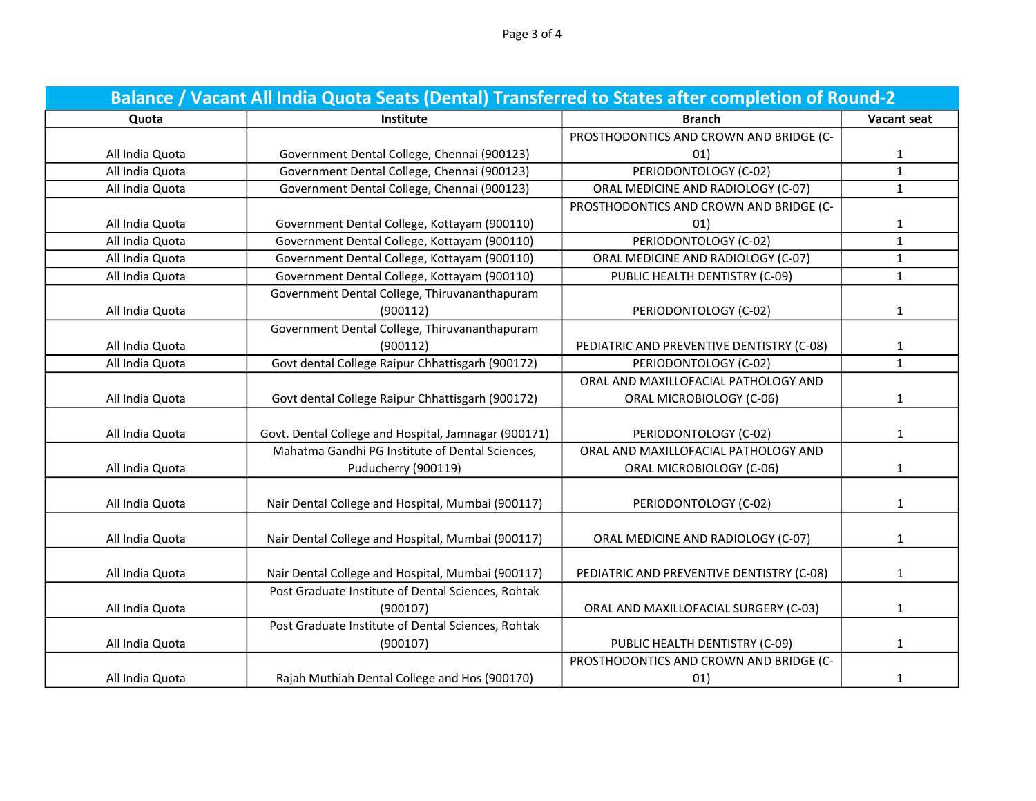| Balance / Vacant All India Quota Seats (Dental) Transferred to States after completion of Round-2 | | | |
|---|---|---|---|
| **Quota** | **Institute** | **Branch** | **Vacant seat** |
| All India Quota | Government Dental College, Chennai (900123) | PROSTHODONTICS AND CROWN AND BRIDGE (C-01) | 1 |
| All India Quota | Government Dental College, Chennai (900123) | PERIODONTOLOGY (C-02) | 1 |
| All India Quota | Government Dental College, Chennai (900123) | ORAL MEDICINE AND RADIOLOGY (C-07) | 1 |
| All India Quota | Government Dental College, Kottayam (900110) | PROSTHODONTICS AND CROWN AND BRIDGE (C-01) | 1 |
| All India Quota | Government Dental College, Kottayam (900110) | PERIODONTOLOGY (C-02) | 1 |
| All India Quota | Government Dental College, Kottayam (900110) | ORAL MEDICINE AND RADIOLOGY (C-07) | 1 |
| All India Quota | Government Dental College, Kottayam (900110) | PUBLIC HEALTH DENTISTRY (C-09) | 1 |
| All India Quota | Government Dental College, Thiruvananthapuram (900112) | PERIODONTOLOGY (C-02) | 1 |
| All India Quota | Government Dental College, Thiruvananthapuram (900112) | PEDIATRIC AND PREVENTIVE DENTISTRY (C-08) | 1 |
| All India Quota | Govt dental College Raipur Chhattisgarh (900172) | PERIODONTOLOGY (C-02) | 1 |
| All India Quota | Govt dental College Raipur Chhattisgarh (900172) | ORAL AND MAXILLOFACIAL PATHOLOGY AND ORAL MICROBIOLOGY (C-06) | 1 |
| All India Quota | Govt. Dental College and Hospital, Jamnagar (900171) | PERIODONTOLOGY (C-02) | 1 |
| All India Quota | Mahatma Gandhi PG Institute of Dental Sciences, Puducherry (900119) | ORAL AND MAXILLOFACIAL PATHOLOGY AND ORAL MICROBIOLOGY (C-06) | 1 |
| All India Quota | Nair Dental College and Hospital, Mumbai (900117) | PERIODONTOLOGY (C-02) | 1 |
| All India Quota | Nair Dental College and Hospital, Mumbai (900117) | ORAL MEDICINE AND RADIOLOGY (C-07) | 1 |
| All India Quota | Nair Dental College and Hospital, Mumbai (900117) | PEDIATRIC AND PREVENTIVE DENTISTRY (C-08) | 1 |
| All India Quota | Post Graduate Institute of Dental Sciences, Rohtak (900107) | ORAL AND MAXILLOFACIAL SURGERY (C-03) | 1 |
| All India Quota | Post Graduate Institute of Dental Sciences, Rohtak (900107) | PUBLIC HEALTH DENTISTRY (C-09) | 1 |
| All India Quota | Rajah Muthiah Dental College and Hos (900170) | PROSTHODONTICS AND CROWN AND BRIDGE (C-01) | 1 |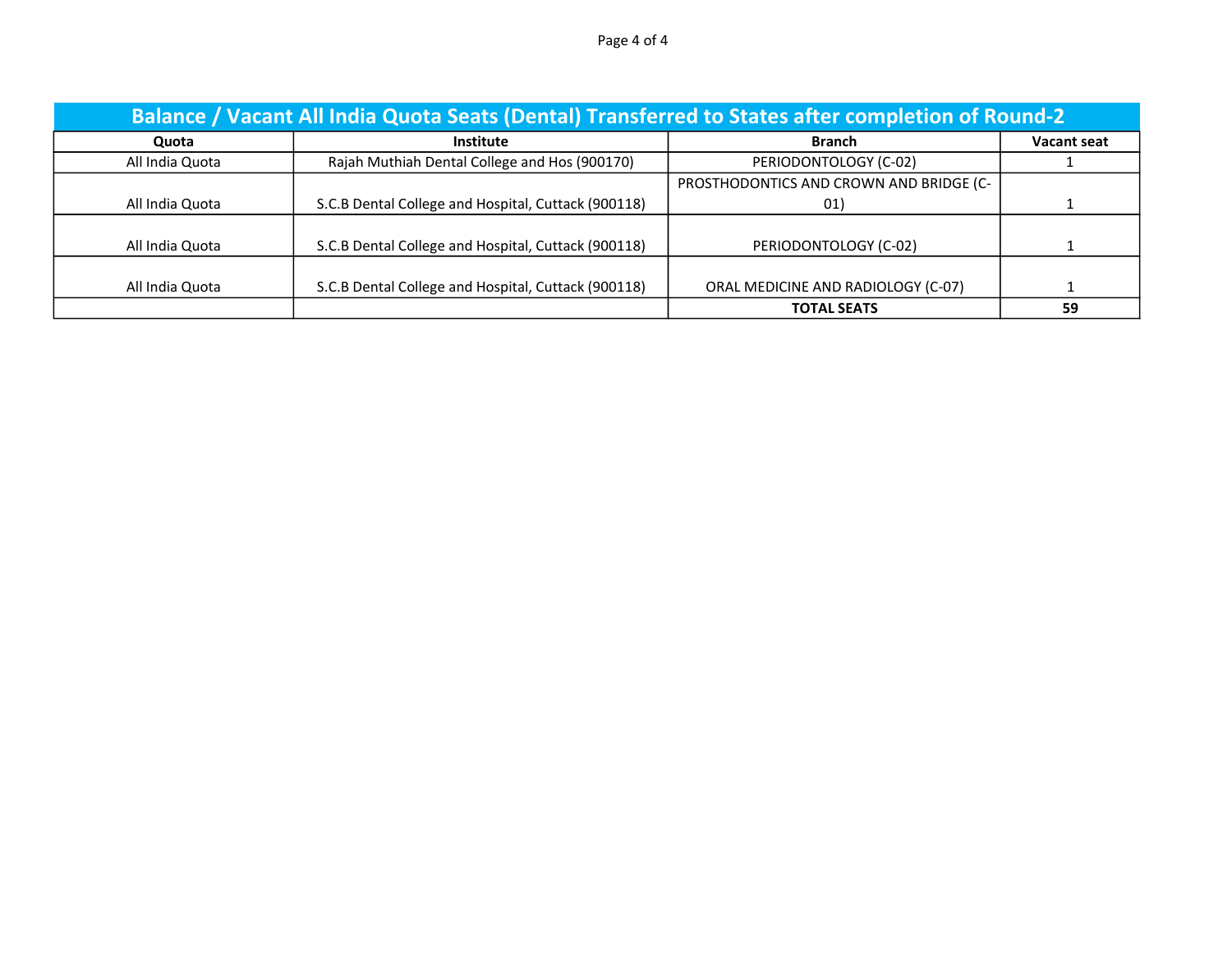| Balance / Vacant All India Quota Seats (Dental) Transferred to States after completion of Round-2 | | | |
|---|---|---|---|
| **Quota** | **Institute** | **Branch** | **Vacant seat** |
| All India Quota | Rajah Muthiah Dental College and Hos (900170) | PERIODONTOLOGY (C-02) | 1 |
| All India Quota | S.C.B Dental College and Hospital, Cuttack (900118) | PROSTHODONTICS AND CROWN AND BRIDGE (C-01) | 1 |
| All India Quota | S.C.B Dental College and Hospital, Cuttack (900118) | PERIODONTOLOGY (C-02) | 1 |
| All India Quota | S.C.B Dental College and Hospital, Cuttack (900118) | ORAL MEDICINE AND RADIOLOGY (C-07) | 1 |
| | | **TOTAL SEATS** | **59** |